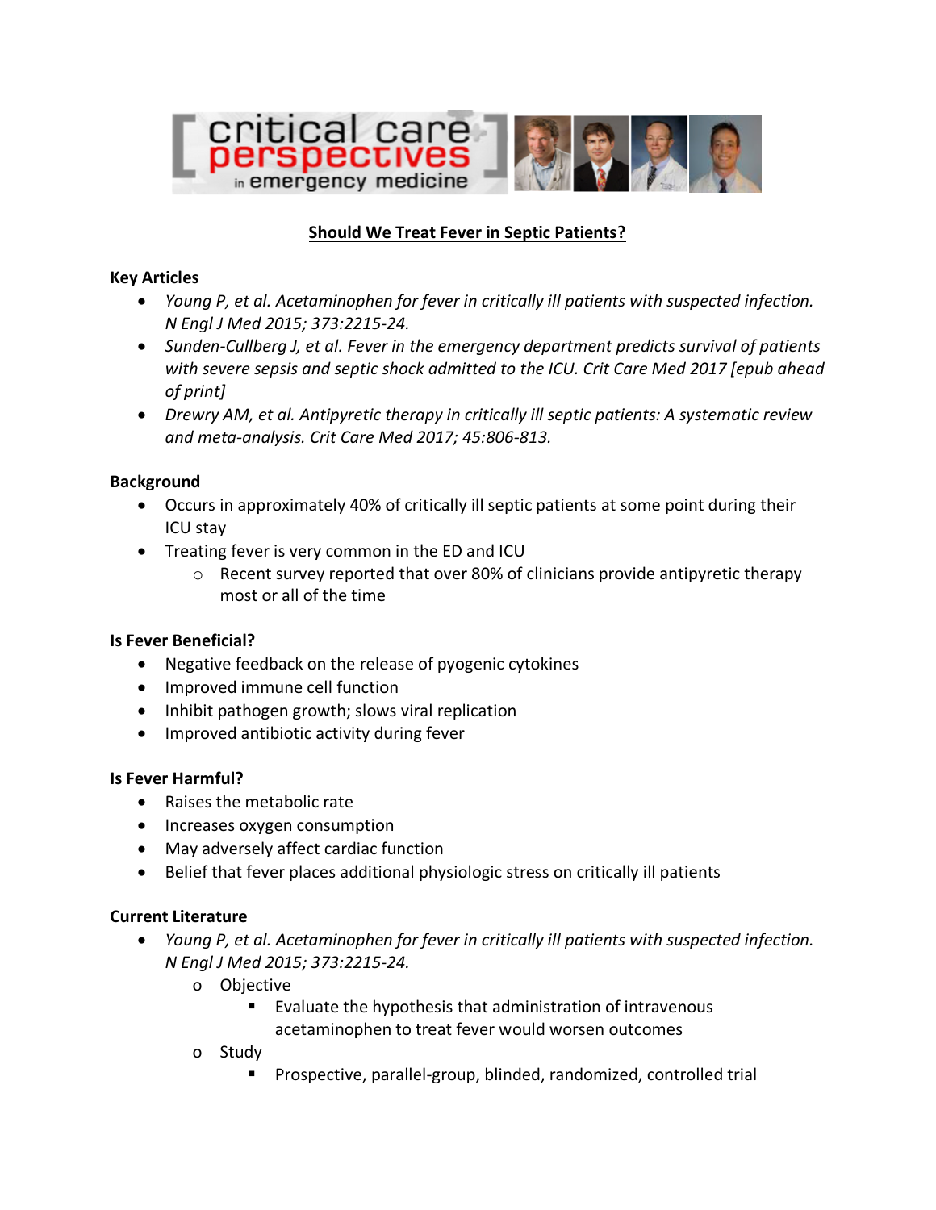# Should We Treat Fever in Septic Patients?

## Key Articles

- *Young P, et al. Acetaminophen for fever in critically ill patients with suspected infection. N Engl J Med 2015; 373:2215-24.*
- *Sunden-Cullberg J, et al. Fever in the emergency department predicts survival of patients with severe sepsis and septic shock admitted to the ICU. Crit Care Med 2017 [epub ahead of print]*
- *Drewry AM, et al. Antipyretic therapy in critically ill septic patients: A systematic review and meta-analysis. Crit Care Med 2017; 45:806-813.*

## Background

- Occurs in approximately 40% of critically ill septic patients at some point during their ICU stay
- Treating fever is very common in the ED and ICU
  - Recent survey reported that over 80% of clinicians provide antipyretic therapy most or all of the time

## Is Fever Beneficial?

- Negative feedback on the release of pyogenic cytokines
- Improved immune cell function
- Inhibit pathogen growth; slows viral replication
- Improved antibiotic activity during fever

## Is Fever Harmful?

- Raises the metabolic rate
- Increases oxygen consumption
- May adversely affect cardiac function
- Belief that fever places additional physiologic stress on critically ill patients

## Current Literature

- *Young P, et al. Acetaminophen for fever in critically ill patients with suspected infection. N Engl J Med 2015; 373:2215-24.*
  - Objective
    - Evaluate the hypothesis that administration of intravenous acetaminophen to treat fever would worsen outcomes
  - Study
    - Prospective, parallel-group, blinded, randomized, controlled trial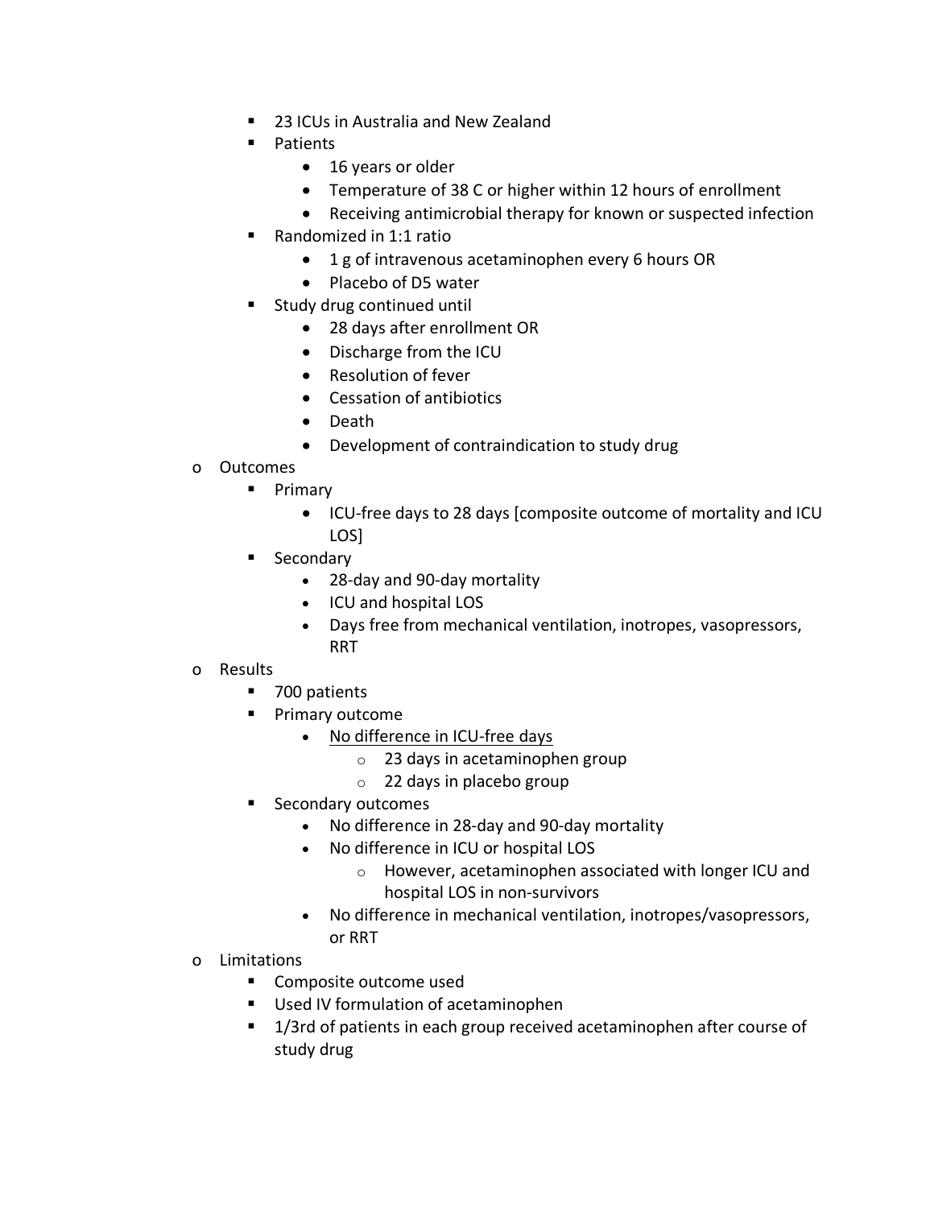- 23 ICUs in Australia and New Zealand
        - Patients
            - 16 years or older
            - Temperature of 38 C or higher within 12 hours of enrollment
            - Receiving antimicrobial therapy for known or suspected infection
        - Randomized in 1:1 ratio
            - 1 g of intravenous acetaminophen every 6 hours OR
            - Placebo of D5 water
        - Study drug continued until
            - 28 days after enrollment OR
            - Discharge from the ICU
            - Resolution of fever
            - Cessation of antibiotics
            - Death
            - Development of contraindication to study drug
    - Outcomes
        - Primary
            - ICU-free days to 28 days [composite outcome of mortality and ICU LOS]
        - Secondary
            - 28-day and 90-day mortality
            - ICU and hospital LOS
            - Days free from mechanical ventilation, inotropes, vasopressors, RRT
    - Results
        - 700 patients
        - Primary outcome
            - <u>No difference in ICU-free days</u>
                - 23 days in acetaminophen group
                - 22 days in placebo group
        - Secondary outcomes
            - No difference in 28-day and 90-day mortality
            - No difference in ICU or hospital LOS
                - However, acetaminophen associated with longer ICU and hospital LOS in non-survivors
            - No difference in mechanical ventilation, inotropes/vasopressors, or RRT
    - Limitations
        - Composite outcome used
        - Used IV formulation of acetaminophen
        - 1/3rd of patients in each group received acetaminophen after course of study drug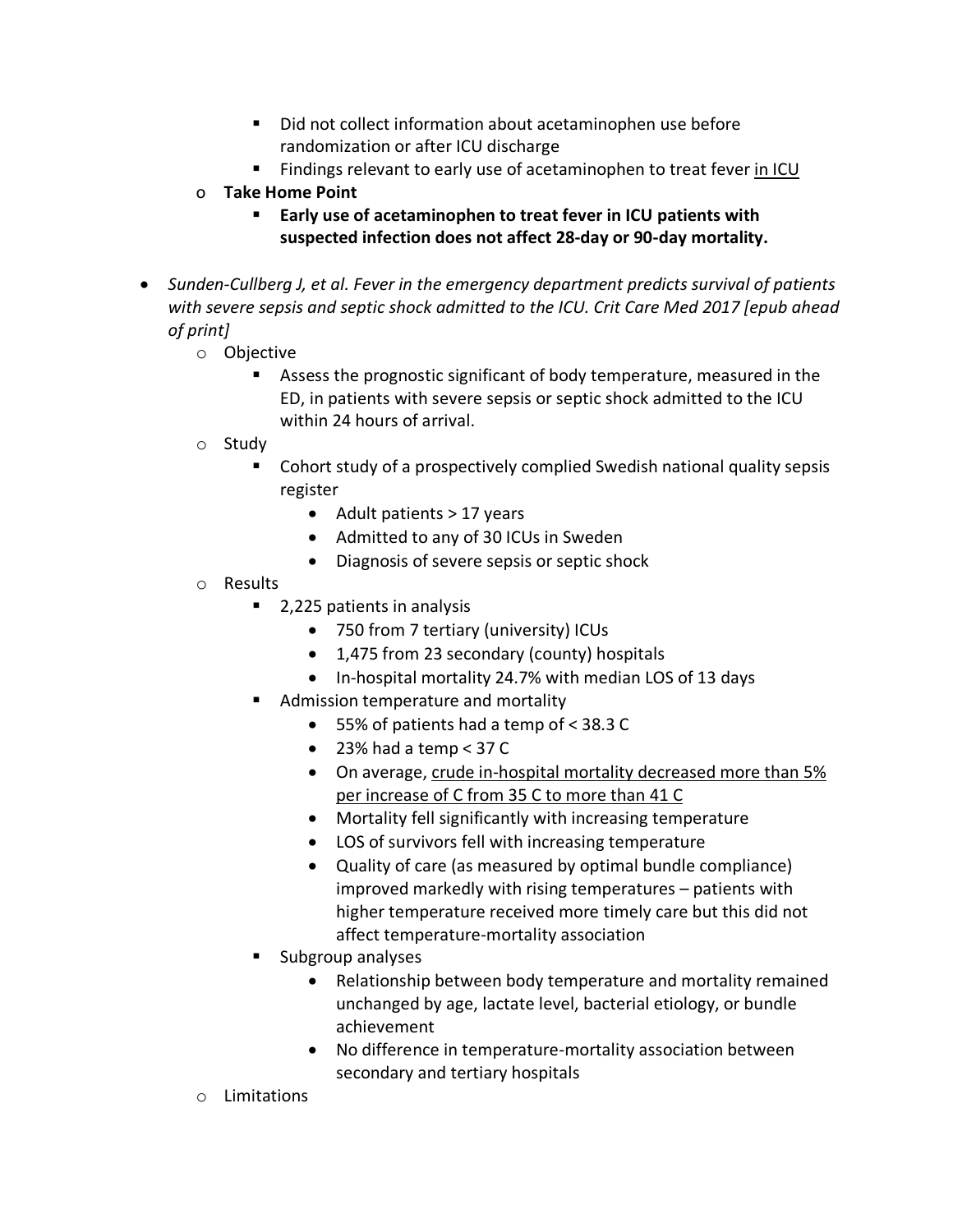- Did not collect information about acetaminophen use before randomization or after ICU discharge
      - Findings relevant to early use of acetaminophen to treat fever <u>in ICU</u>
  - **Take Home Point**
      - **Early use of acetaminophen to treat fever in ICU patients with suspected infection does not affect 28-day or 90-day mortality.**

- *Sunden-Cullberg J, et al. Fever in the emergency department predicts survival of patients with severe sepsis and septic shock admitted to the ICU. Crit Care Med 2017 [epub ahead of print]*
  - Objective
      - Assess the prognostic significant of body temperature, measured in the ED, in patients with severe sepsis or septic shock admitted to the ICU within 24 hours of arrival.
  - Study
      - Cohort study of a prospectively complied Swedish national quality sepsis register
          - Adult patients > 17 years
          - Admitted to any of 30 ICUs in Sweden
          - Diagnosis of severe sepsis or septic shock
  - Results
      - 2,225 patients in analysis
          - 750 from 7 tertiary (university) ICUs
          - 1,475 from 23 secondary (county) hospitals
          - In-hospital mortality 24.7% with median LOS of 13 days
      - Admission temperature and mortality
          - 55% of patients had a temp of < 38.3 C
          - 23% had a temp < 37 C
          - On average, <u>crude in-hospital mortality decreased more than 5% per increase of C from 35 C to more than 41 C</u>
          - Mortality fell significantly with increasing temperature
          - LOS of survivors fell with increasing temperature
          - Quality of care (as measured by optimal bundle compliance) improved markedly with rising temperatures – patients with higher temperature received more timely care but this did not affect temperature-mortality association
      - Subgroup analyses
          - Relationship between body temperature and mortality remained unchanged by age, lactate level, bacterial etiology, or bundle achievement
          - No difference in temperature-mortality association between secondary and tertiary hospitals
  - Limitations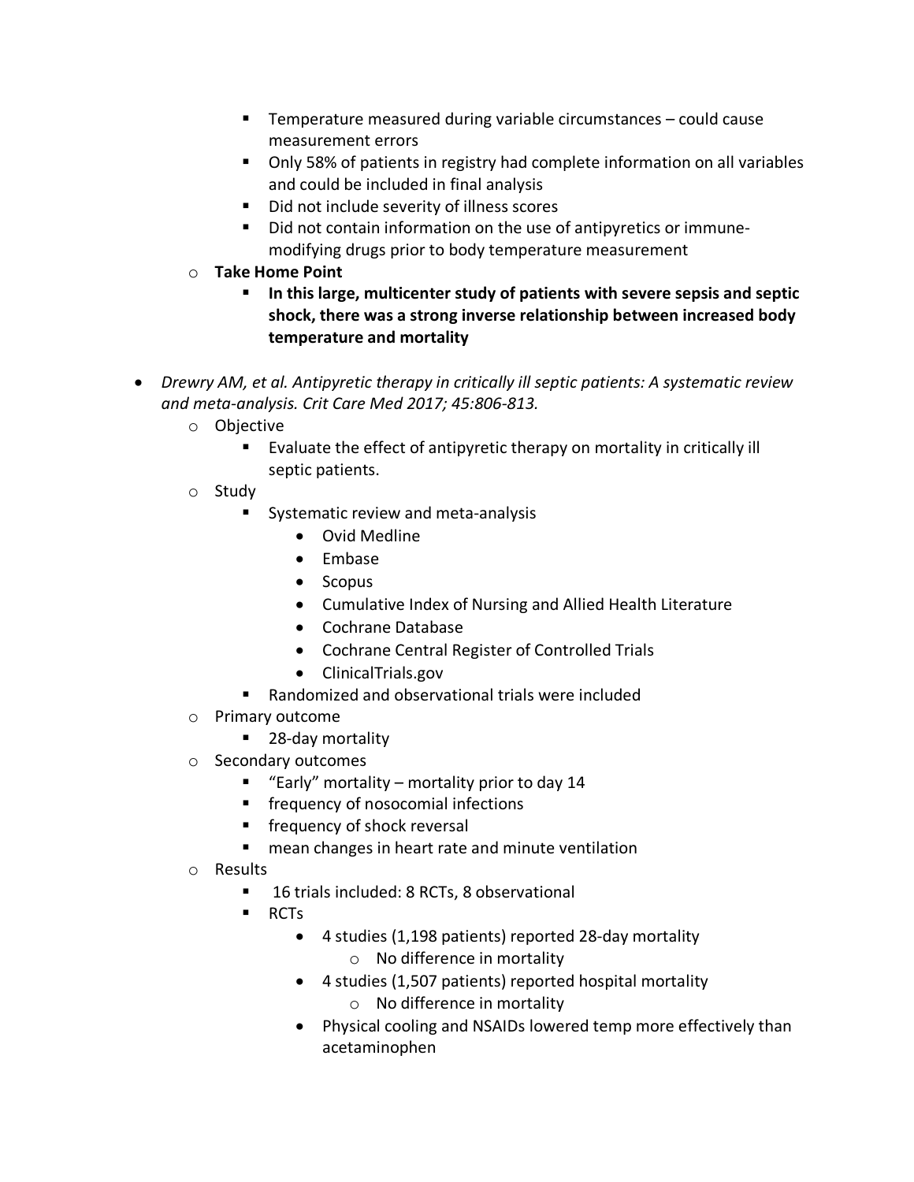- Temperature measured during variable circumstances – could cause measurement errors
    - Only 58% of patients in registry had complete information on all variables and could be included in final analysis
    - Did not include severity of illness scores
    - Did not contain information on the use of antipyretics or immune-modifying drugs prior to body temperature measurement
  - **Take Home Point**
    - **In this large, multicenter study of patients with severe sepsis and septic shock, there was a strong inverse relationship between increased body temperature and mortality**

- *Drewry AM, et al. Antipyretic therapy in critically ill septic patients: A systematic review and meta-analysis. Crit Care Med 2017; 45:806-813.*
  - Objective
    - Evaluate the effect of antipyretic therapy on mortality in critically ill septic patients.
  - Study
    - Systematic review and meta-analysis
      - Ovid Medline
      - Embase
      - Scopus
      - Cumulative Index of Nursing and Allied Health Literature
      - Cochrane Database
      - Cochrane Central Register of Controlled Trials
      - ClinicalTrials.gov
    - Randomized and observational trials were included
  - Primary outcome
    - 28-day mortality
  - Secondary outcomes
    - "Early" mortality – mortality prior to day 14
    - frequency of nosocomial infections
    - frequency of shock reversal
    - mean changes in heart rate and minute ventilation
  - Results
    - 16 trials included: 8 RCTs, 8 observational
    - RCTs
      - 4 studies (1,198 patients) reported 28-day mortality
        - No difference in mortality
      - 4 studies (1,507 patients) reported hospital mortality
        - No difference in mortality
      - Physical cooling and NSAIDs lowered temp more effectively than acetaminophen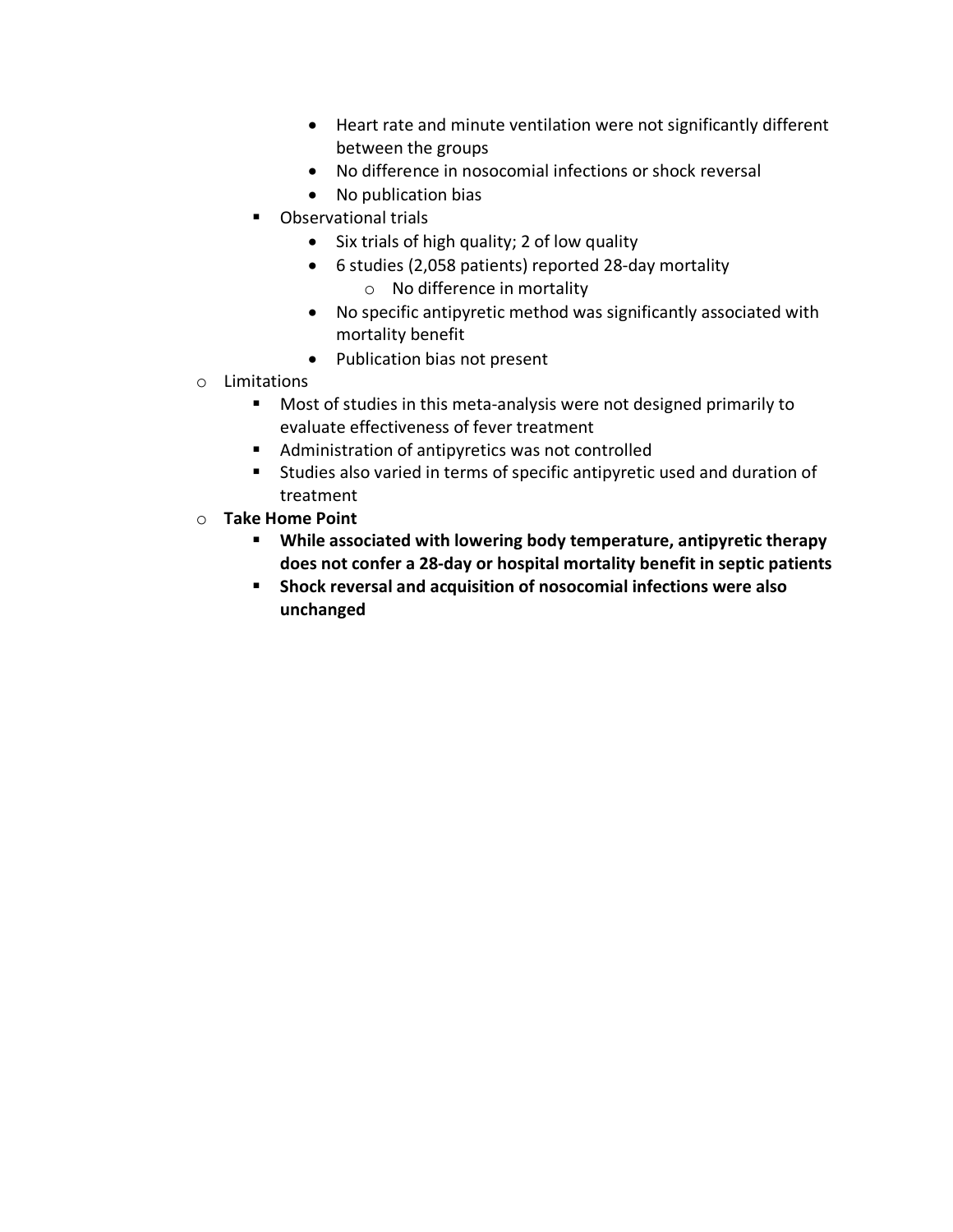- Heart rate and minute ventilation were not significantly different between the groups
        - No difference in nosocomial infections or shock reversal
        - No publication bias
    - Observational trials
        - Six trials of high quality; 2 of low quality
        - 6 studies (2,058 patients) reported 28-day mortality
            - No difference in mortality
        - No specific antipyretic method was significantly associated with mortality benefit
        - Publication bias not present
- Limitations
    - Most of studies in this meta-analysis were not designed primarily to evaluate effectiveness of fever treatment
    - Administration of antipyretics was not controlled
    - Studies also varied in terms of specific antipyretic used and duration of treatment
- **Take Home Point**
    - **While associated with lowering body temperature, antipyretic therapy does not confer a 28-day or hospital mortality benefit in septic patients**
    - **Shock reversal and acquisition of nosocomial infections were also unchanged**